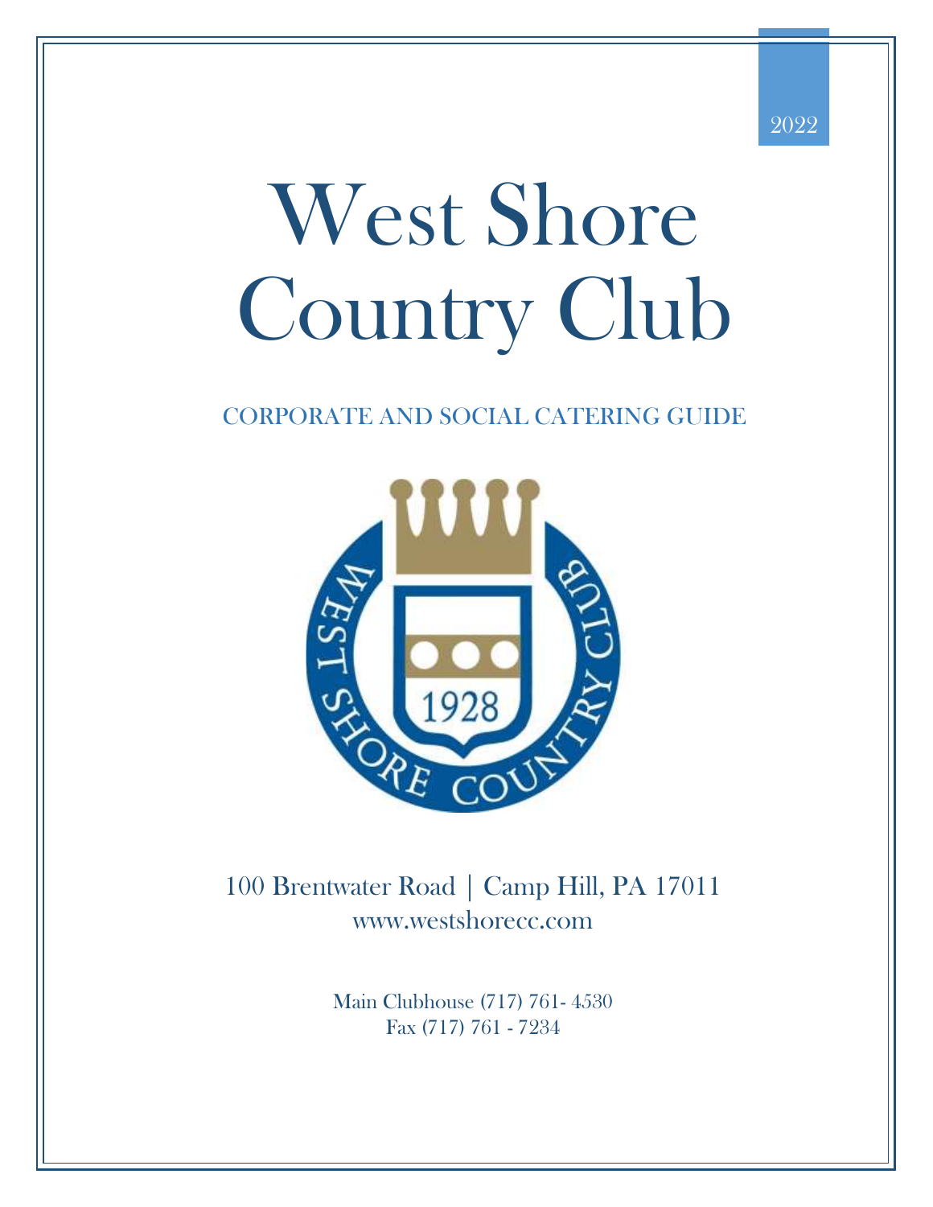2022

# West Shore Country Club

## CORPORATE AND SOCIAL CATERING GUIDE

100 Brentwater Road | Camp Hill, PA 17011
www.westshorecc.com

Main Clubhouse (717) 761- 4530
Fax (717) 761 - 7234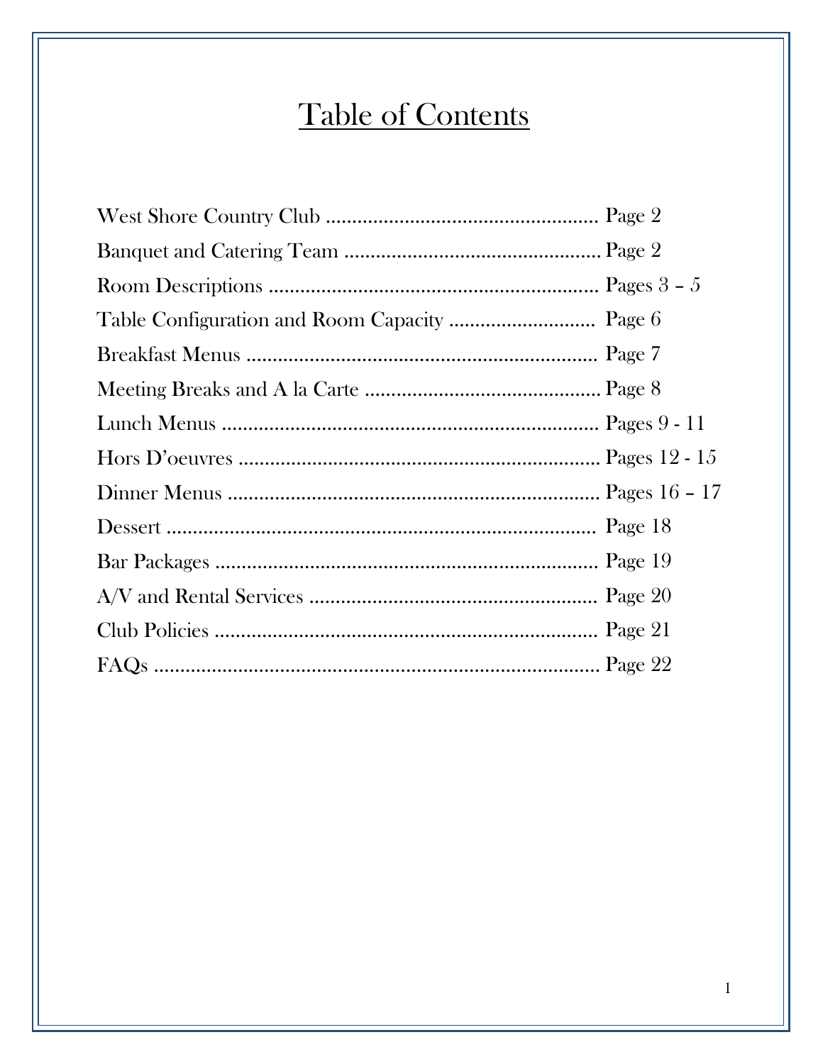# Table of Contents

West Shore Country Club .................................................... Page 2

Banquet and Catering Team ................................................ Page 2

Room Descriptions .............................................................. Pages 3 – 5

Table Configuration and Room Capacity ............................ Page 6

Breakfast Menus ................................................................... Page 7

Meeting Breaks and A la Carte ............................................ Page 8

Lunch Menus ........................................................................ Pages 9 - 11

Hors D'oeuvres ..................................................................... Pages 12 - 15

Dinner Menus ....................................................................... Pages 16 – 17

Dessert .................................................................................. Page 18

Bar Packages ......................................................................... Page 19

A/V and Rental Services ...................................................... Page 20

Club Policies ......................................................................... Page 21

FAQs ..................................................................................... Page 22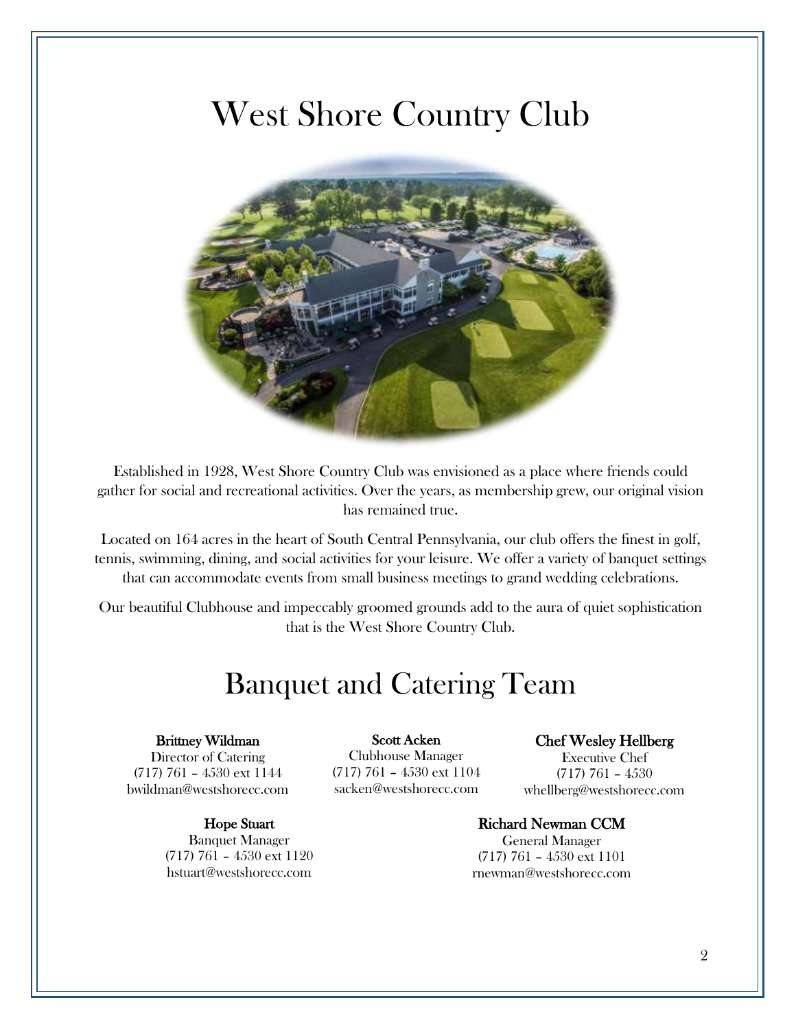# West Shore Country Club

Established in 1928, West Shore Country Club was envisioned as a place where friends could gather for social and recreational activities. Over the years, as membership grew, our original vision has remained true.

Located on 164 acres in the heart of South Central Pennsylvania, our club offers the finest in golf, tennis, swimming, dining, and social activities for your leisure. We offer a variety of banquet settings that can accommodate events from small business meetings to grand wedding celebrations.

Our beautiful Clubhouse and impeccably groomed grounds add to the aura of quiet sophistication that is the West Shore Country Club.

# Banquet and Catering Team

**Brittney Wildman**
Director of Catering
(717) 761 – 4530 ext 1144
bwildman@westshorecc.com

**Scott Acken**
Clubhouse Manager
(717) 761 – 4530 ext 1104
sacken@westshorecc.com

**Chef Wesley Hellberg**
Executive Chef
(717) 761 – 4530
whellberg@westshorecc.com

**Hope Stuart**
Banquet Manager
(717) 761 – 4530 ext 1120
hstuart@westshorecc.com

**Richard Newman CCM**
General Manager
(717) 761 – 4530 ext 1101
rnewman@westshorecc.com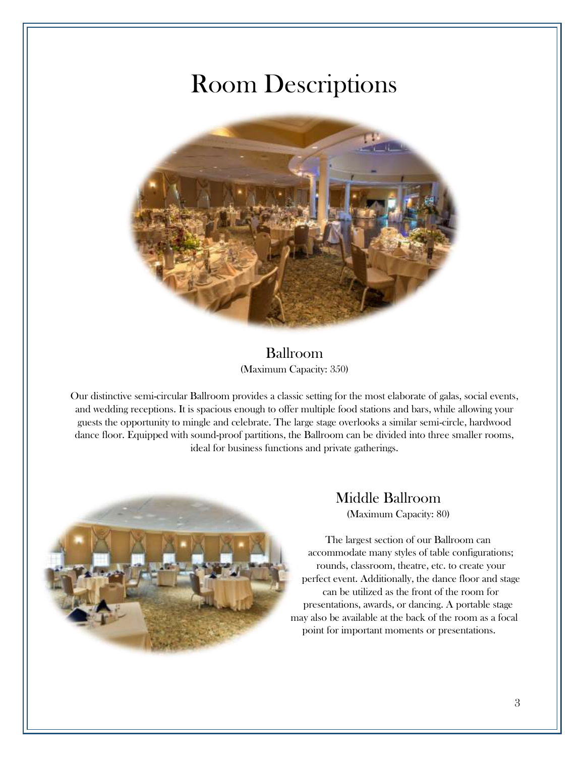# Room Descriptions

## Ballroom

(Maximum Capacity: 350)

Our distinctive semi-circular Ballroom provides a classic setting for the most elaborate of galas, social events, and wedding receptions. It is spacious enough to offer multiple food stations and bars, while allowing your guests the opportunity to mingle and celebrate. The large stage overlooks a similar semi-circle, hardwood dance floor. Equipped with sound-proof partitions, the Ballroom can be divided into three smaller rooms, ideal for business functions and private gatherings.

## Middle Ballroom

(Maximum Capacity: 80)

The largest section of our Ballroom can accommodate many styles of table configurations; rounds, classroom, theatre, etc. to create your perfect event. Additionally, the dance floor and stage can be utilized as the front of the room for presentations, awards, or dancing. A portable stage may also be available at the back of the room as a focal point for important moments or presentations.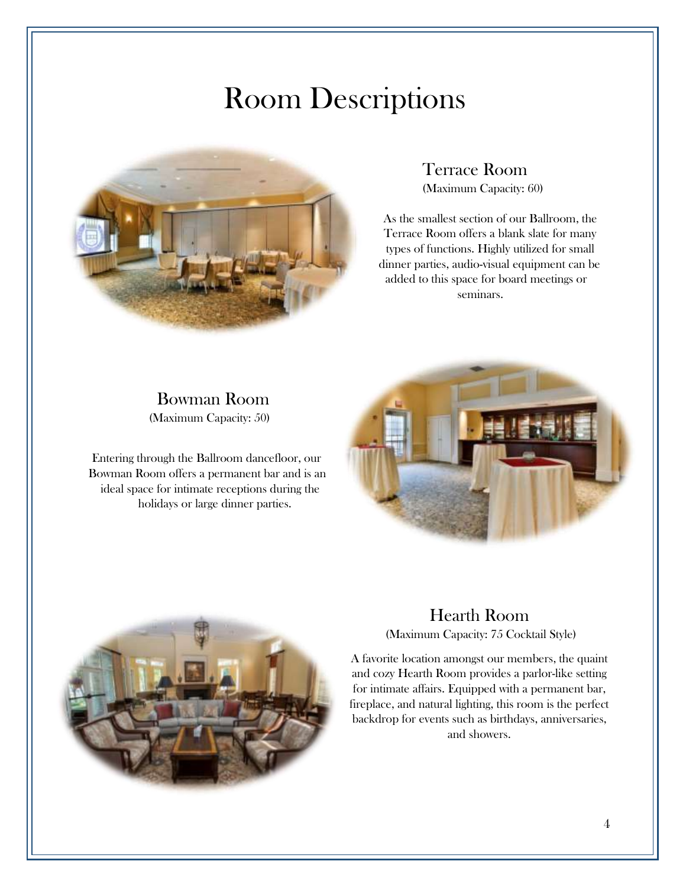# Room Descriptions

## Terrace Room

(Maximum Capacity: 60)

As the smallest section of our Ballroom, the Terrace Room offers a blank slate for many types of functions. Highly utilized for small dinner parties, audio-visual equipment can be added to this space for board meetings or seminars.

## Bowman Room

(Maximum Capacity: 50)

Entering through the Ballroom dancefloor, our Bowman Room offers a permanent bar and is an ideal space for intimate receptions during the holidays or large dinner parties.

## Hearth Room

(Maximum Capacity: 75 Cocktail Style)

A favorite location amongst our members, the quaint and cozy Hearth Room provides a parlor-like setting for intimate affairs. Equipped with a permanent bar, fireplace, and natural lighting, this room is the perfect backdrop for events such as birthdays, anniversaries, and showers.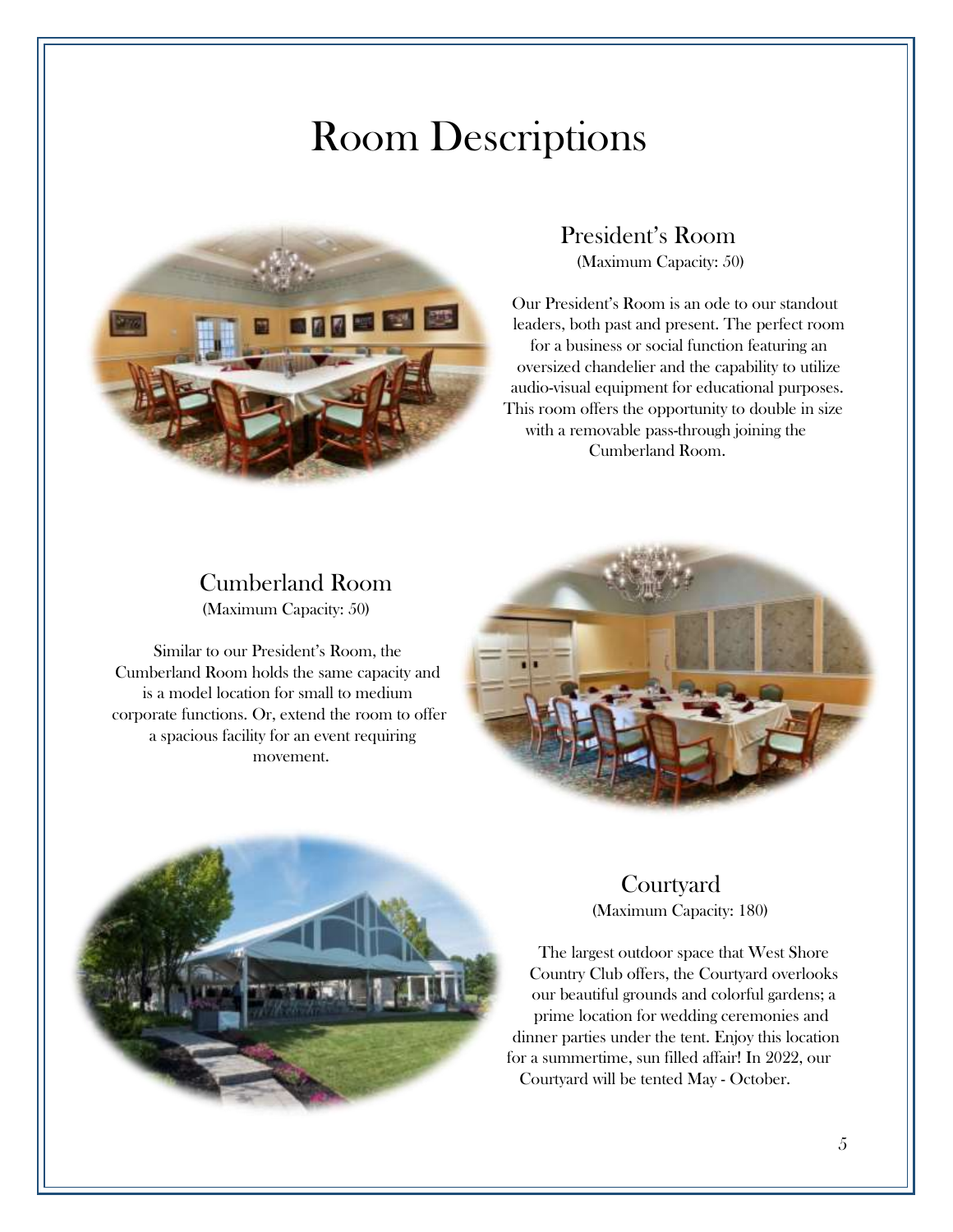# Room Descriptions

## President's Room

(Maximum Capacity: 50)

Our President's Room is an ode to our standout leaders, both past and present. The perfect room for a business or social function featuring an oversized chandelier and the capability to utilize audio-visual equipment for educational purposes. This room offers the opportunity to double in size with a removable pass-through joining the Cumberland Room.

## Cumberland Room

(Maximum Capacity: 50)

Similar to our President's Room, the Cumberland Room holds the same capacity and is a model location for small to medium corporate functions. Or, extend the room to offer a spacious facility for an event requiring movement.

## Courtyard

(Maximum Capacity: 180)

The largest outdoor space that West Shore Country Club offers, the Courtyard overlooks our beautiful grounds and colorful gardens; a prime location for wedding ceremonies and dinner parties under the tent. Enjoy this location for a summertime, sun filled affair! In 2022, our Courtyard will be tented May - October.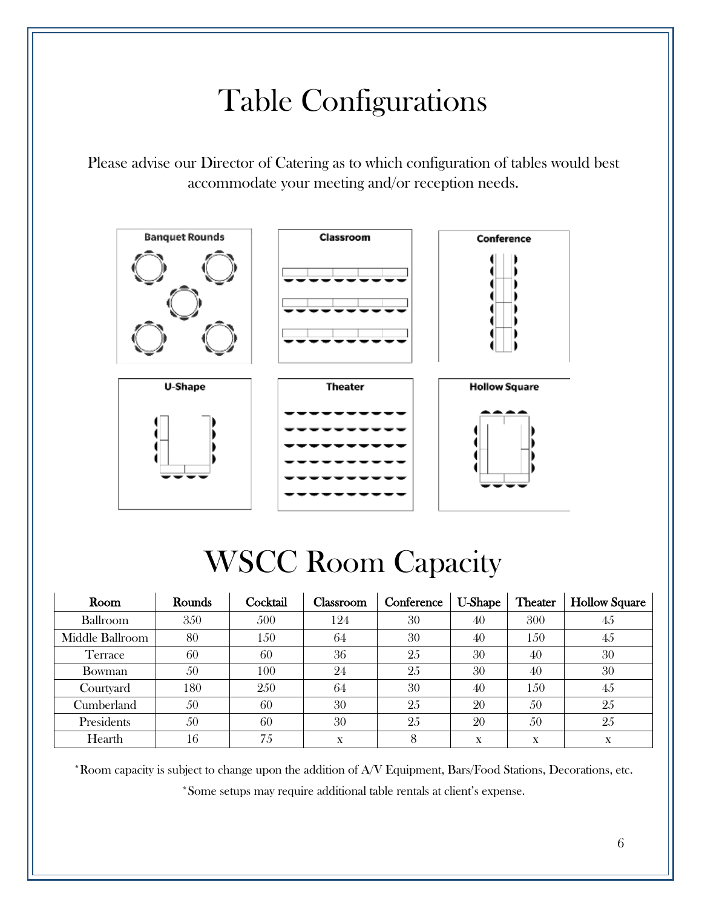# Table Configurations

Please advise our Director of Catering as to which configuration of tables would best accommodate your meeting and/or reception needs.

Banquet Rounds

Classroom

Conference

U-Shape

Theater

Hollow Square

# WSCC Room Capacity

| Room | Rounds | Cocktail | Classroom | Conference | U-Shape | Theater | Hollow Square |
|---|---|---|---|---|---|---|---|
| Ballroom | 350 | 500 | 124 | 30 | 40 | 300 | 45 |
| Middle Ballroom | 80 | 150 | 64 | 30 | 40 | 150 | 45 |
| Terrace | 60 | 60 | 36 | 25 | 30 | 40 | 30 |
| Bowman | 50 | 100 | 24 | 25 | 30 | 40 | 30 |
| Courtyard | 180 | 250 | 64 | 30 | 40 | 150 | 45 |
| Cumberland | 50 | 60 | 30 | 25 | 20 | 50 | 25 |
| Presidents | 50 | 60 | 30 | 25 | 20 | 50 | 25 |
| Hearth | 16 | 75 | x | 8 | x | x | x |

*Room capacity is subject to change upon the addition of A/V Equipment, Bars/Food Stations, Decorations, etc.

*Some setups may require additional table rentals at client's expense.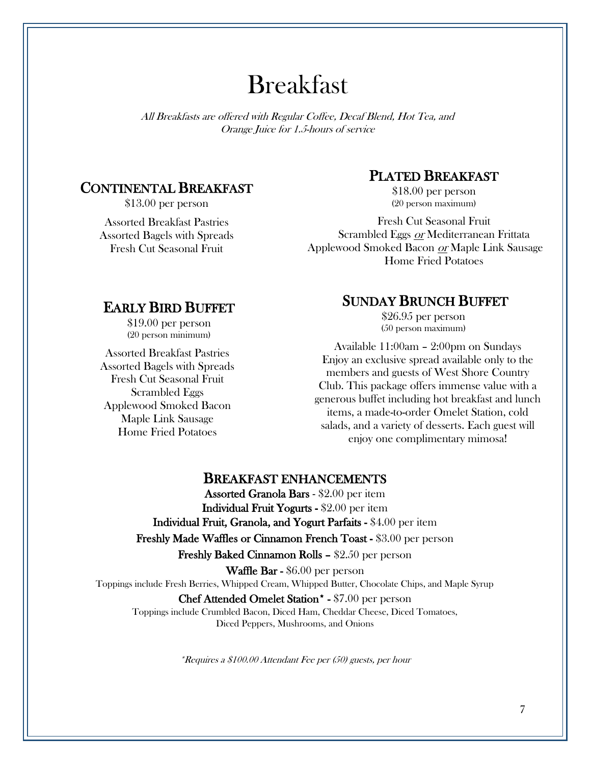# Breakfast

*All Breakfasts are offered with Regular Coffee, Decaf Blend, Hot Tea, and Orange Juice for 1.5-hours of service*

## CONTINENTAL BREAKFAST

$13.00 per person

Assorted Breakfast Pastries
Assorted Bagels with Spreads
Fresh Cut Seasonal Fruit

## PLATED BREAKFAST

$18.00 per person
(20 person maximum)

Fresh Cut Seasonal Fruit
Scrambled Eggs *or* Mediterranean Frittata
Applewood Smoked Bacon *or* Maple Link Sausage
Home Fried Potatoes

## EARLY BIRD BUFFET

$19.00 per person
(20 person minimum)

Assorted Breakfast Pastries
Assorted Bagels with Spreads
Fresh Cut Seasonal Fruit
Scrambled Eggs
Applewood Smoked Bacon
Maple Link Sausage
Home Fried Potatoes

## SUNDAY BRUNCH BUFFET

$26.95 per person
(50 person maximum)

Available 11:00am – 2:00pm on Sundays
Enjoy an exclusive spread available only to the members and guests of West Shore Country Club. This package offers immense value with a generous buffet including hot breakfast and lunch items, a made-to-order Omelet Station, cold salads, and a variety of desserts. Each guest will enjoy one complimentary mimosa!

## BREAKFAST ENHANCEMENTS

**Assorted Granola Bars** - $2.00 per item

**Individual Fruit Yogurts -** $2.00 per item

**Individual Fruit, Granola, and Yogurt Parfaits -** $4.00 per item

**Freshly Made Waffles or Cinnamon French Toast -** $3.00 per person

**Freshly Baked Cinnamon Rolls –** $2.50 per person

**Waffle Bar -** $6.00 per person
Toppings include Fresh Berries, Whipped Cream, Whipped Butter, Chocolate Chips, and Maple Syrup

**Chef Attended Omelet Station\* -** $7.00 per person
Toppings include Crumbled Bacon, Diced Ham, Cheddar Cheese, Diced Tomatoes, Diced Peppers, Mushrooms, and Onions

*\*Requires a $100.00 Attendant Fee per (50) guests, per hour*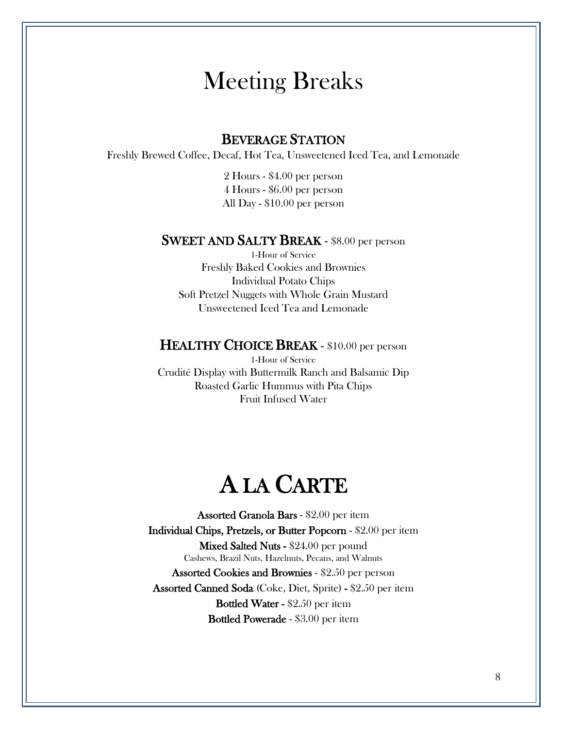# Meeting Breaks

## Beverage Station

Freshly Brewed Coffee, Decaf, Hot Tea, Unsweetened Iced Tea, and Lemonade

2 Hours - $4.00 per person
4 Hours - $6.00 per person
All Day - $10.00 per person

## Sweet and Salty Break - $8.00 per person

1-Hour of Service
Freshly Baked Cookies and Brownies
Individual Potato Chips
Soft Pretzel Nuggets with Whole Grain Mustard
Unsweetened Iced Tea and Lemonade

## Healthy Choice Break - $10.00 per person

1-Hour of Service
Crudité Display with Buttermilk Ranch and Balsamic Dip
Roasted Garlic Hummus with Pita Chips
Fruit Infused Water

# A la Carte

**Assorted Granola Bars** - $2.00 per item
**Individual Chips, Pretzels, or Butter Popcorn** - $2.00 per item
**Mixed Salted Nuts -** $24.00 per pound
Cashews, Brazil Nuts, Hazelnuts, Pecans, and Walnuts
**Assorted Cookies and Brownies** - $2.50 per person
**Assorted Canned Soda** (Coke, Diet, Sprite) **-** $2.50 per item
**Bottled Water -** $2.50 per item
**Bottled Powerade** - $3.00 per item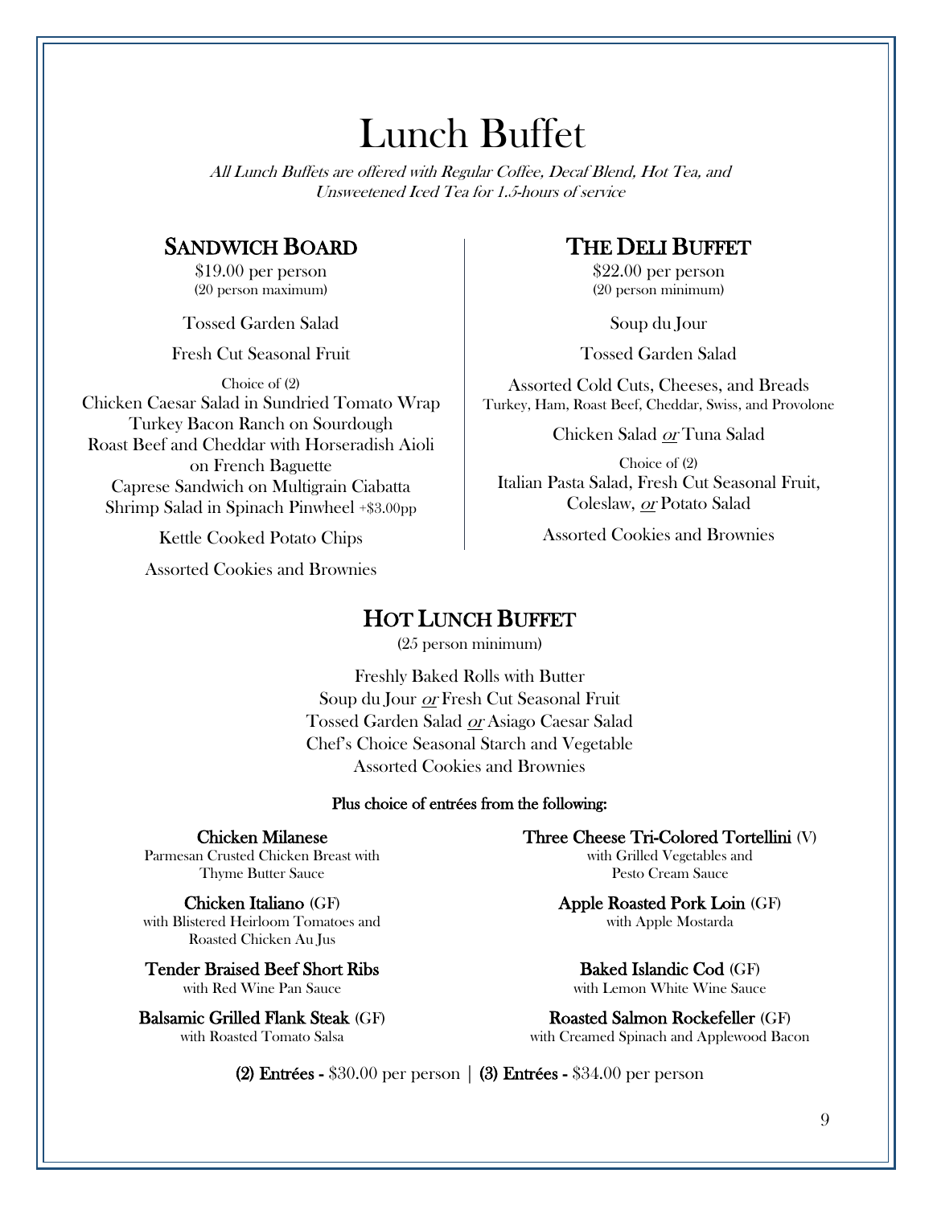# Lunch Buffet

*All Lunch Buffets are offered with Regular Coffee, Decaf Blend, Hot Tea, and Unsweetened Iced Tea for 1.5-hours of service*

## SANDWICH BOARD

$19.00 per person
(20 person maximum)

Tossed Garden Salad

Fresh Cut Seasonal Fruit

Choice of (2)
Chicken Caesar Salad in Sundried Tomato Wrap
Turkey Bacon Ranch on Sourdough
Roast Beef and Cheddar with Horseradish Aioli on French Baguette
Caprese Sandwich on Multigrain Ciabatta
Shrimp Salad in Spinach Pinwheel +$3.00pp

Kettle Cooked Potato Chips

Assorted Cookies and Brownies

## THE DELI BUFFET

$22.00 per person
(20 person minimum)

Soup du Jour

Tossed Garden Salad

Assorted Cold Cuts, Cheeses, and Breads
Turkey, Ham, Roast Beef, Cheddar, Swiss, and Provolone

Chicken Salad *or* Tuna Salad

Choice of (2)
Italian Pasta Salad, Fresh Cut Seasonal Fruit, Coleslaw, *or* Potato Salad

Assorted Cookies and Brownies

## HOT LUNCH BUFFET

(25 person minimum)

Freshly Baked Rolls with Butter
Soup du Jour *or* Fresh Cut Seasonal Fruit
Tossed Garden Salad *or* Asiago Caesar Salad
Chef's Choice Seasonal Starch and Vegetable
Assorted Cookies and Brownies

**Plus choice of entrées from the following:**

**Chicken Milanese**
Parmesan Crusted Chicken Breast with Thyme Butter Sauce

**Chicken Italiano** (GF)
with Blistered Heirloom Tomatoes and Roasted Chicken Au Jus

**Tender Braised Beef Short Ribs**
with Red Wine Pan Sauce

**Balsamic Grilled Flank Steak** (GF)
with Roasted Tomato Salsa

**Three Cheese Tri-Colored Tortellini** (V)
with Grilled Vegetables and Pesto Cream Sauce

**Apple Roasted Pork Loin** (GF)
with Apple Mostarda

**Baked Islandic Cod** (GF)
with Lemon White Wine Sauce

**Roasted Salmon Rockefeller** (GF)
with Creamed Spinach and Applewood Bacon

**(2) Entrées -** $30.00 per person | **(3) Entrées -** $34.00 per person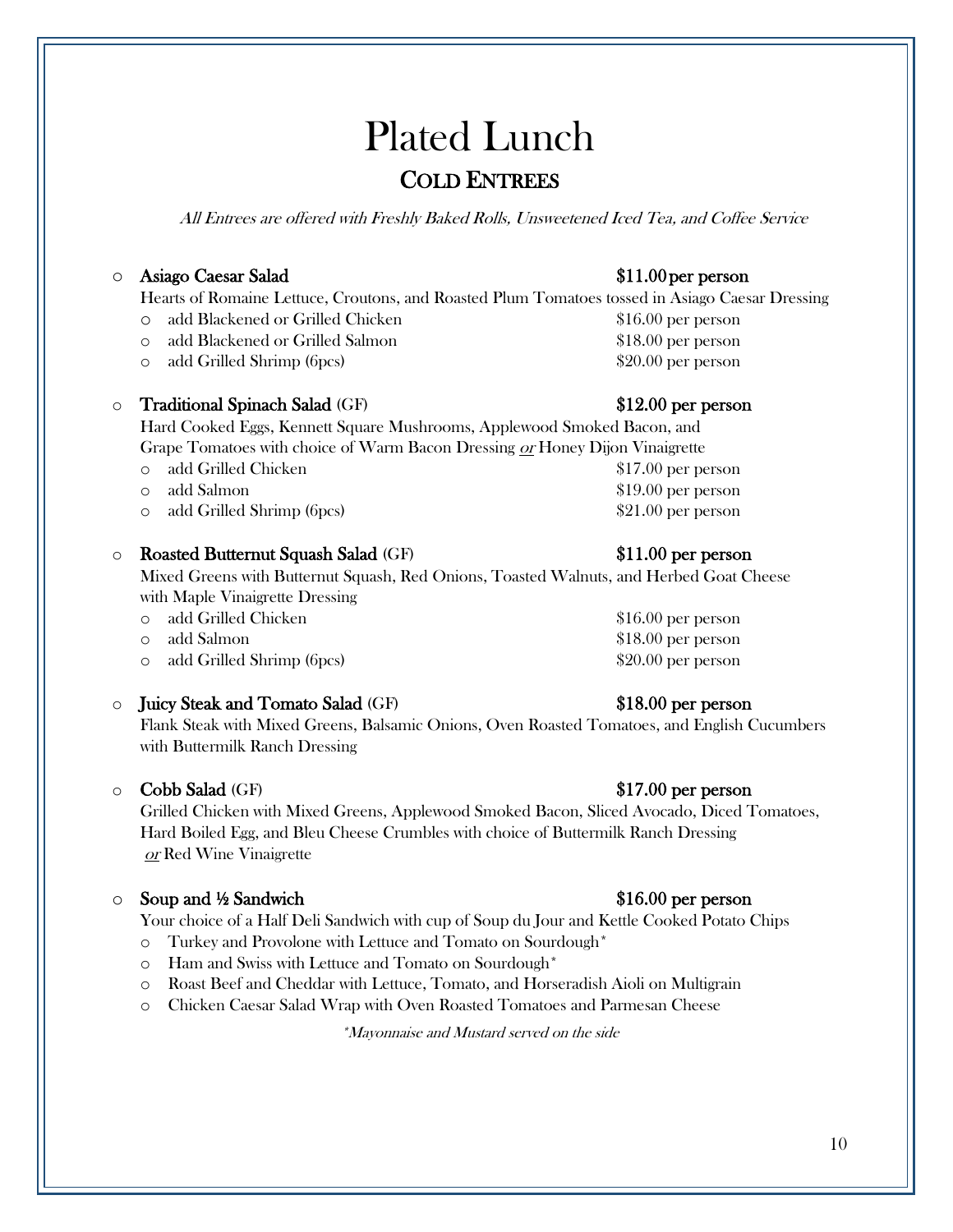# Plated Lunch

## COLD ENTREES

*All Entrees are offered with Freshly Baked Rolls, Unsweetened Iced Tea, and Coffee Service*

- **Asiago Caesar Salad** **$11.00 per person**
  Hearts of Romaine Lettuce, Croutons, and Roasted Plum Tomatoes tossed in Asiago Caesar Dressing
  - add Blackened or Grilled Chicken $16.00 per person
  - add Blackened or Grilled Salmon $18.00 per person
  - add Grilled Shrimp (6pcs) $20.00 per person

- **Traditional Spinach Salad** (GF) **$12.00 per person**
  Hard Cooked Eggs, Kennett Square Mushrooms, Applewood Smoked Bacon, and Grape Tomatoes with choice of Warm Bacon Dressing *or* Honey Dijon Vinaigrette
  - add Grilled Chicken $17.00 per person
  - add Salmon $19.00 per person
  - add Grilled Shrimp (6pcs) $21.00 per person

- **Roasted Butternut Squash Salad** (GF) **$11.00 per person**
  Mixed Greens with Butternut Squash, Red Onions, Toasted Walnuts, and Herbed Goat Cheese with Maple Vinaigrette Dressing
  - add Grilled Chicken $16.00 per person
  - add Salmon $18.00 per person
  - add Grilled Shrimp (6pcs) $20.00 per person

- **Juicy Steak and Tomato Salad** (GF) **$18.00 per person**
  Flank Steak with Mixed Greens, Balsamic Onions, Oven Roasted Tomatoes, and English Cucumbers with Buttermilk Ranch Dressing

- **Cobb Salad** (GF) **$17.00 per person**
  Grilled Chicken with Mixed Greens, Applewood Smoked Bacon, Sliced Avocado, Diced Tomatoes, Hard Boiled Egg, and Bleu Cheese Crumbles with choice of Buttermilk Ranch Dressing *or* Red Wine Vinaigrette

- **Soup and ½ Sandwich** **$16.00 per person**
  Your choice of a Half Deli Sandwich with cup of Soup du Jour and Kettle Cooked Potato Chips
  - Turkey and Provolone with Lettuce and Tomato on Sourdough*
  - Ham and Swiss with Lettuce and Tomato on Sourdough*
  - Roast Beef and Cheddar with Lettuce, Tomato, and Horseradish Aioli on Multigrain
  - Chicken Caesar Salad Wrap with Oven Roasted Tomatoes and Parmesan Cheese

*\*Mayonnaise and Mustard served on the side*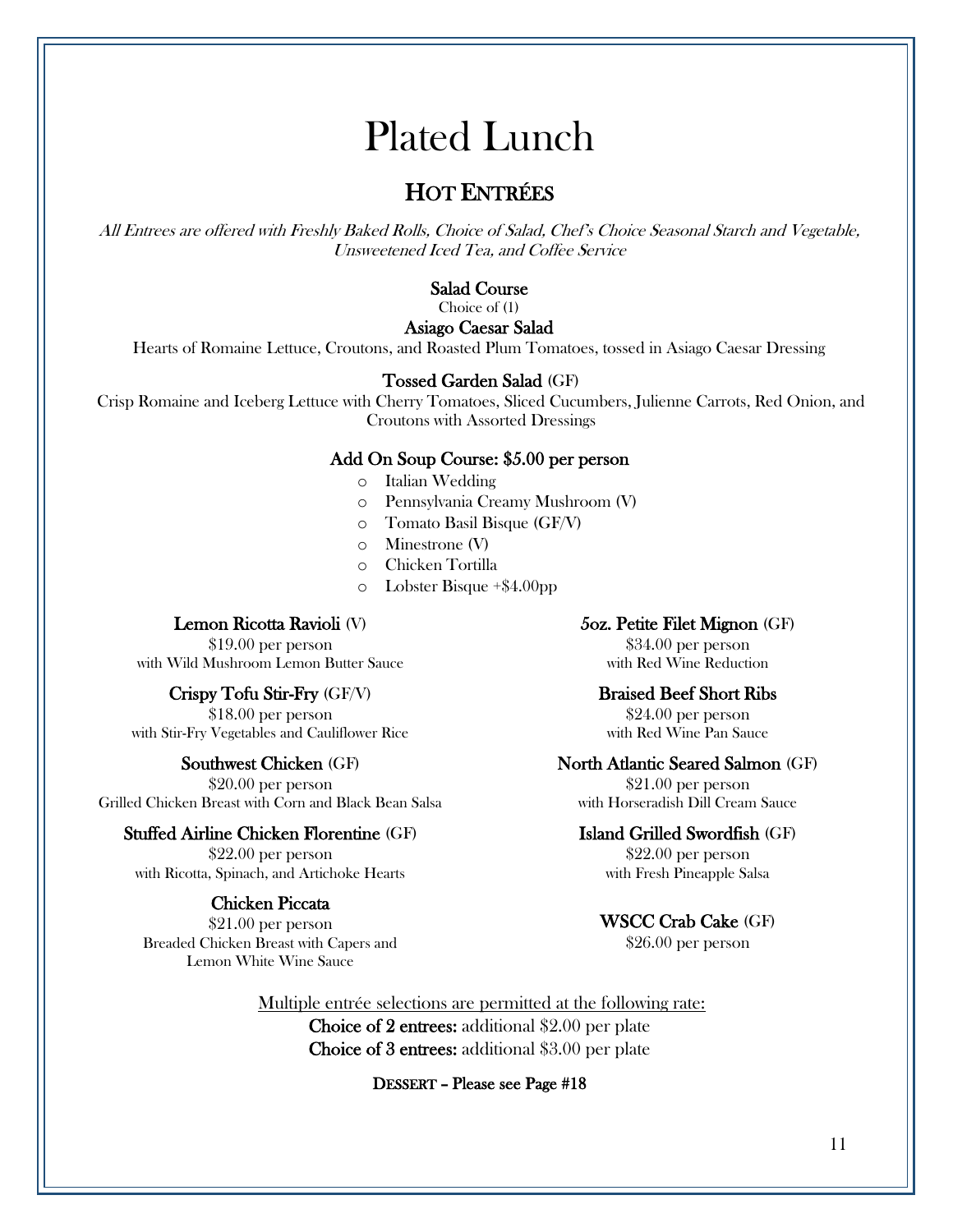# Plated Lunch

## HOT ENTRÉES

*All Entrees are offered with Freshly Baked Rolls, Choice of Salad, Chef's Choice Seasonal Starch and Vegetable, Unsweetened Iced Tea, and Coffee Service*

### Salad Course

Choice of (1)

**Asiago Caesar Salad**

Hearts of Romaine Lettuce, Croutons, and Roasted Plum Tomatoes, tossed in Asiago Caesar Dressing

**Tossed Garden Salad (GF)**

Crisp Romaine and Iceberg Lettuce with Cherry Tomatoes, Sliced Cucumbers, Julienne Carrots, Red Onion, and Croutons with Assorted Dressings

### Add On Soup Course: $5.00 per person

- Italian Wedding
- Pennsylvania Creamy Mushroom (V)
- Tomato Basil Bisque (GF/V)
- Minestrone (V)
- Chicken Tortilla
- Lobster Bisque +$4.00pp

**Lemon Ricotta Ravioli (V)**
$19.00 per person
with Wild Mushroom Lemon Butter Sauce

**Crispy Tofu Stir-Fry (GF/V)**
$18.00 per person
with Stir-Fry Vegetables and Cauliflower Rice

**Southwest Chicken (GF)**
$20.00 per person
Grilled Chicken Breast with Corn and Black Bean Salsa

**Stuffed Airline Chicken Florentine (GF)**
$22.00 per person
with Ricotta, Spinach, and Artichoke Hearts

**Chicken Piccata**
$21.00 per person
Breaded Chicken Breast with Capers and Lemon White Wine Sauce

**5oz. Petite Filet Mignon (GF)**
$34.00 per person
with Red Wine Reduction

**Braised Beef Short Ribs**
$24.00 per person
with Red Wine Pan Sauce

**North Atlantic Seared Salmon (GF)**
$21.00 per person
with Horseradish Dill Cream Sauce

**Island Grilled Swordfish (GF)**
$22.00 per person
with Fresh Pineapple Salsa

**WSCC Crab Cake (GF)**
$26.00 per person

Multiple entrée selections are permitted at the following rate:

**Choice of 2 entrees:** additional $2.00 per plate

**Choice of 3 entrees:** additional $3.00 per plate

**DESSERT – Please see Page #18**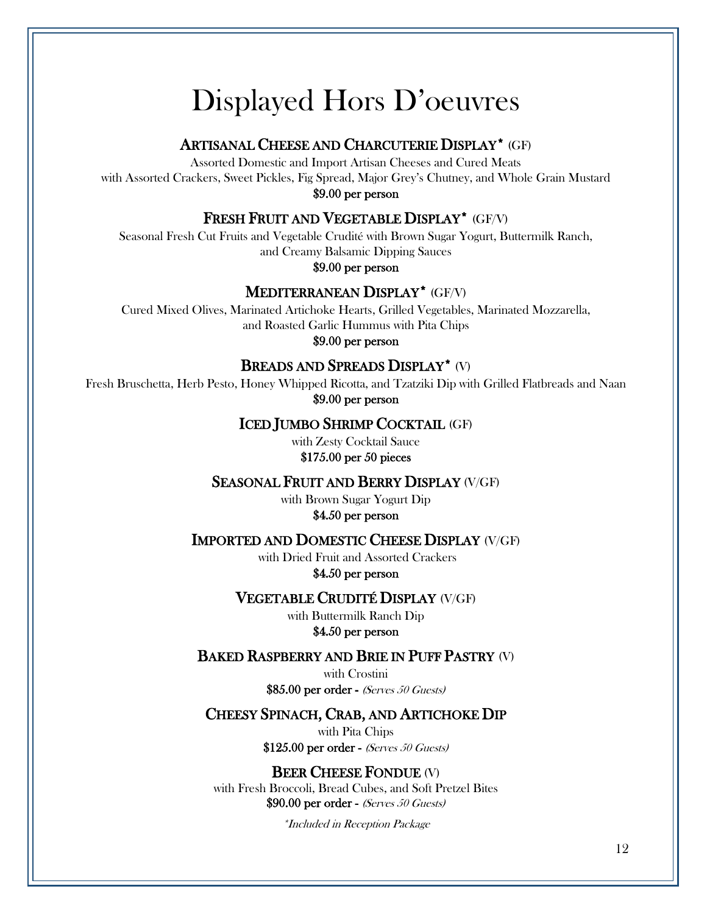# Displayed Hors D'oeuvres

## ARTISANAL CHEESE AND CHARCUTERIE DISPLAY* (GF)

Assorted Domestic and Import Artisan Cheeses and Cured Meats
with Assorted Crackers, Sweet Pickles, Fig Spread, Major Grey's Chutney, and Whole Grain Mustard

**$9.00 per person**

## FRESH FRUIT AND VEGETABLE DISPLAY* (GF/V)

Seasonal Fresh Cut Fruits and Vegetable Crudité with Brown Sugar Yogurt, Buttermilk Ranch,
and Creamy Balsamic Dipping Sauces

**$9.00 per person**

## MEDITERRANEAN DISPLAY* (GF/V)

Cured Mixed Olives, Marinated Artichoke Hearts, Grilled Vegetables, Marinated Mozzarella,
and Roasted Garlic Hummus with Pita Chips

**$9.00 per person**

## BREADS AND SPREADS DISPLAY* (V)

Fresh Bruschetta, Herb Pesto, Honey Whipped Ricotta, and Tzatziki Dip with Grilled Flatbreads and Naan

**$9.00 per person**

## ICED JUMBO SHRIMP COCKTAIL (GF)

with Zesty Cocktail Sauce

**$175.00 per 50 pieces**

## SEASONAL FRUIT AND BERRY DISPLAY (V/GF)

with Brown Sugar Yogurt Dip

**$4.50 per person**

## IMPORTED AND DOMESTIC CHEESE DISPLAY (V/GF)

with Dried Fruit and Assorted Crackers

**$4.50 per person**

## VEGETABLE CRUDITÉ DISPLAY (V/GF)

with Buttermilk Ranch Dip

**$4.50 per person**

## BAKED RASPBERRY AND BRIE IN PUFF PASTRY (V)

with Crostini

**$85.00 per order -** *(Serves 50 Guests)*

## CHEESY SPINACH, CRAB, AND ARTICHOKE DIP

with Pita Chips

**$125.00 per order -** *(Serves 50 Guests)*

## BEER CHEESE FONDUE (V)

with Fresh Broccoli, Bread Cubes, and Soft Pretzel Bites

**$90.00 per order -** *(Serves 50 Guests)*

*\*Included in Reception Package*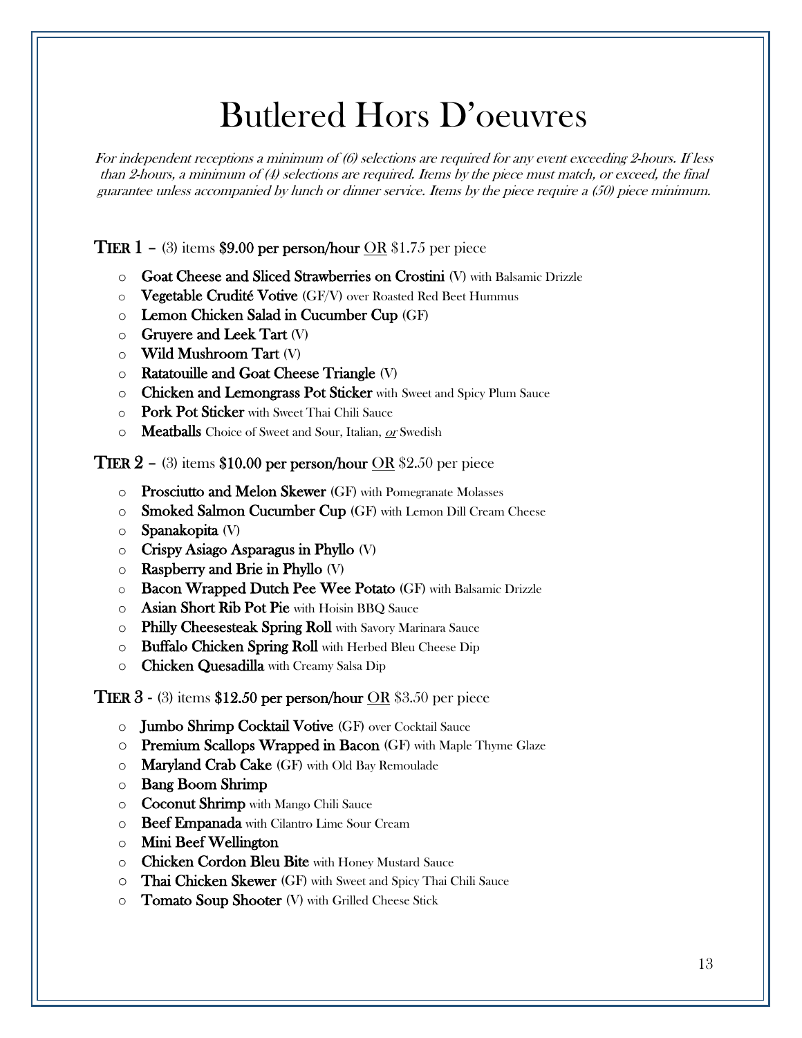# Butlered Hors D'oeuvres

*For independent receptions a minimum of (6) selections are required for any event exceeding 2-hours. If less than 2-hours, a minimum of (4) selections are required. Items by the piece must match, or exceed, the final guarantee unless accompanied by lunch or dinner service. Items by the piece require a (50) piece minimum.*

**TIER 1** – (3) items **$9.00 per person/hour** OR $1.75 per piece

- **Goat Cheese and Sliced Strawberries on Crostini** (V) with Balsamic Drizzle
- **Vegetable Crudité Votive** (GF/V) over Roasted Red Beet Hummus
- **Lemon Chicken Salad in Cucumber Cup** (GF)
- **Gruyere and Leek Tart** (V)
- **Wild Mushroom Tart** (V)
- **Ratatouille and Goat Cheese Triangle** (V)
- **Chicken and Lemongrass Pot Sticker** with Sweet and Spicy Plum Sauce
- **Pork Pot Sticker** with Sweet Thai Chili Sauce
- **Meatballs** Choice of Sweet and Sour, Italian, *or* Swedish

**TIER 2** – (3) items **$10.00 per person/hour** OR $2.50 per piece

- **Prosciutto and Melon Skewer** (GF) with Pomegranate Molasses
- **Smoked Salmon Cucumber Cup** (GF) with Lemon Dill Cream Cheese
- **Spanakopita** (V)
- **Crispy Asiago Asparagus in Phyllo** (V)
- **Raspberry and Brie in Phyllo** (V)
- **Bacon Wrapped Dutch Pee Wee Potato** (GF) with Balsamic Drizzle
- **Asian Short Rib Pot Pie** with Hoisin BBQ Sauce
- **Philly Cheesesteak Spring Roll** with Savory Marinara Sauce
- **Buffalo Chicken Spring Roll** with Herbed Bleu Cheese Dip
- **Chicken Quesadilla** with Creamy Salsa Dip

**TIER 3** - (3) items **$12.50 per person/hour** OR $3.50 per piece

- **Jumbo Shrimp Cocktail Votive** (GF) over Cocktail Sauce
- **Premium Scallops Wrapped in Bacon** (GF) with Maple Thyme Glaze
- **Maryland Crab Cake** (GF) with Old Bay Remoulade
- **Bang Boom Shrimp**
- **Coconut Shrimp** with Mango Chili Sauce
- **Beef Empanada** with Cilantro Lime Sour Cream
- **Mini Beef Wellington**
- **Chicken Cordon Bleu Bite** with Honey Mustard Sauce
- **Thai Chicken Skewer** (GF) with Sweet and Spicy Thai Chili Sauce
- **Tomato Soup Shooter** (V) with Grilled Cheese Stick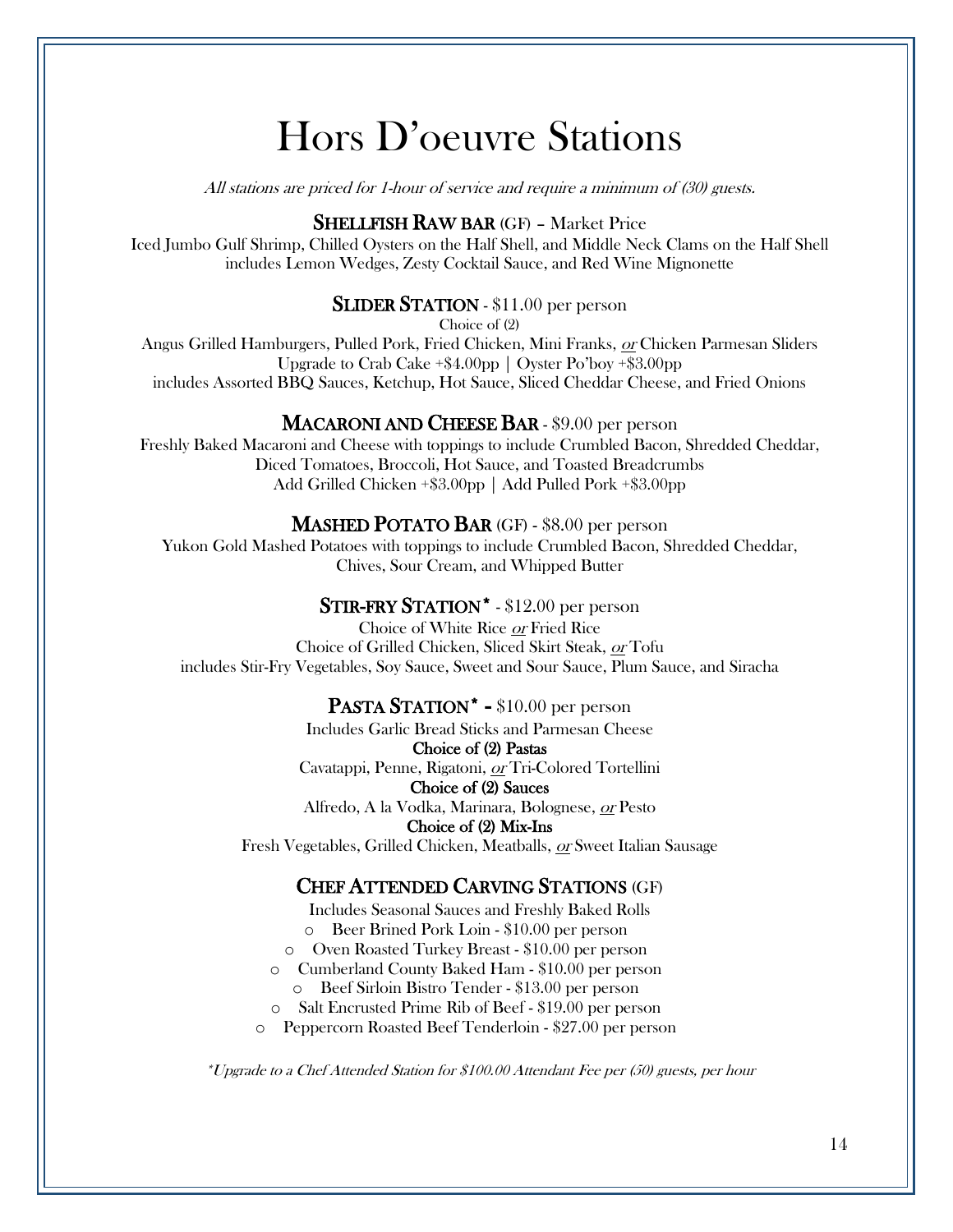# Hors D'oeuvre Stations

*All stations are priced for 1-hour of service and require a minimum of (30) guests.*

## SHELLFISH RAW BAR (GF) – Market Price

Iced Jumbo Gulf Shrimp, Chilled Oysters on the Half Shell, and Middle Neck Clams on the Half Shell
includes Lemon Wedges, Zesty Cocktail Sauce, and Red Wine Mignonette

## SLIDER STATION - $11.00 per person

Choice of (2)
Angus Grilled Hamburgers, Pulled Pork, Fried Chicken, Mini Franks, *or* Chicken Parmesan Sliders
Upgrade to Crab Cake +$4.00pp | Oyster Po'boy +$3.00pp
includes Assorted BBQ Sauces, Ketchup, Hot Sauce, Sliced Cheddar Cheese, and Fried Onions

## MACARONI AND CHEESE BAR - $9.00 per person

Freshly Baked Macaroni and Cheese with toppings to include Crumbled Bacon, Shredded Cheddar, Diced Tomatoes, Broccoli, Hot Sauce, and Toasted Breadcrumbs
Add Grilled Chicken +$3.00pp | Add Pulled Pork +$3.00pp

## MASHED POTATO BAR (GF) - $8.00 per person

Yukon Gold Mashed Potatoes with toppings to include Crumbled Bacon, Shredded Cheddar, Chives, Sour Cream, and Whipped Butter

## STIR-FRY STATION* - $12.00 per person

Choice of White Rice *or* Fried Rice
Choice of Grilled Chicken, Sliced Skirt Steak, *or* Tofu
includes Stir-Fry Vegetables, Soy Sauce, Sweet and Sour Sauce, Plum Sauce, and Siracha

## PASTA STATION* – $10.00 per person

Includes Garlic Bread Sticks and Parmesan Cheese

**Choice of (2) Pastas**
Cavatappi, Penne, Rigatoni, *or* Tri-Colored Tortellini

**Choice of (2) Sauces**
Alfredo, A la Vodka, Marinara, Bolognese, *or* Pesto

**Choice of (2) Mix-Ins**
Fresh Vegetables, Grilled Chicken, Meatballs, *or* Sweet Italian Sausage

## CHEF ATTENDED CARVING STATIONS (GF)

Includes Seasonal Sauces and Freshly Baked Rolls

- Beer Brined Pork Loin - $10.00 per person
- Oven Roasted Turkey Breast - $10.00 per person
- Cumberland County Baked Ham - $10.00 per person
- Beef Sirloin Bistro Tender - $13.00 per person
- Salt Encrusted Prime Rib of Beef - $19.00 per person
- Peppercorn Roasted Beef Tenderloin - $27.00 per person

*\*Upgrade to a Chef Attended Station for $100.00 Attendant Fee per (50) guests, per hour*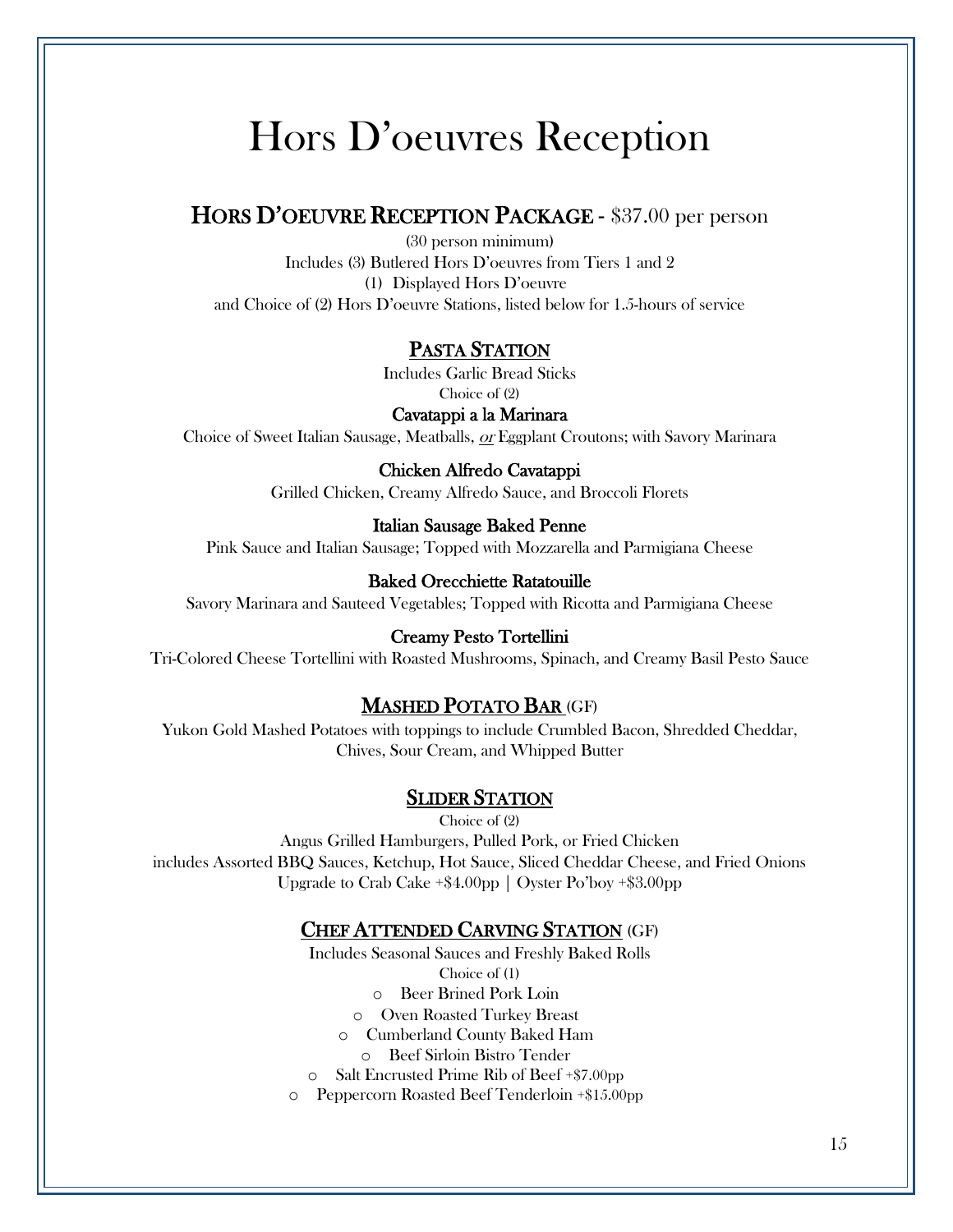# Hors D'oeuvres Reception

## HORS D'OEUVRE RECEPTION PACKAGE - $37.00 per person

(30 person minimum)
Includes (3) Butlered Hors D'oeuvres from Tiers 1 and 2
(1) Displayed Hors D'oeuvre
and Choice of (2) Hors D'oeuvre Stations, listed below for 1.5-hours of service

### PASTA STATION

Includes Garlic Bread Sticks
Choice of (2)

**Cavatappi a la Marinara**
Choice of Sweet Italian Sausage, Meatballs, *or* Eggplant Croutons; with Savory Marinara

**Chicken Alfredo Cavatappi**
Grilled Chicken, Creamy Alfredo Sauce, and Broccoli Florets

**Italian Sausage Baked Penne**
Pink Sauce and Italian Sausage; Topped with Mozzarella and Parmigiana Cheese

**Baked Orecchiette Ratatouille**
Savory Marinara and Sauteed Vegetables; Topped with Ricotta and Parmigiana Cheese

**Creamy Pesto Tortellini**
Tri-Colored Cheese Tortellini with Roasted Mushrooms, Spinach, and Creamy Basil Pesto Sauce

### MASHED POTATO BAR (GF)

Yukon Gold Mashed Potatoes with toppings to include Crumbled Bacon, Shredded Cheddar, Chives, Sour Cream, and Whipped Butter

### SLIDER STATION

Choice of (2)
Angus Grilled Hamburgers, Pulled Pork, or Fried Chicken
includes Assorted BBQ Sauces, Ketchup, Hot Sauce, Sliced Cheddar Cheese, and Fried Onions
Upgrade to Crab Cake +$4.00pp | Oyster Po'boy +$3.00pp

### CHEF ATTENDED CARVING STATION (GF)

Includes Seasonal Sauces and Freshly Baked Rolls
Choice of (1)

- Beer Brined Pork Loin
- Oven Roasted Turkey Breast
- Cumberland County Baked Ham
- Beef Sirloin Bistro Tender
- Salt Encrusted Prime Rib of Beef +$7.00pp
- Peppercorn Roasted Beef Tenderloin +$15.00pp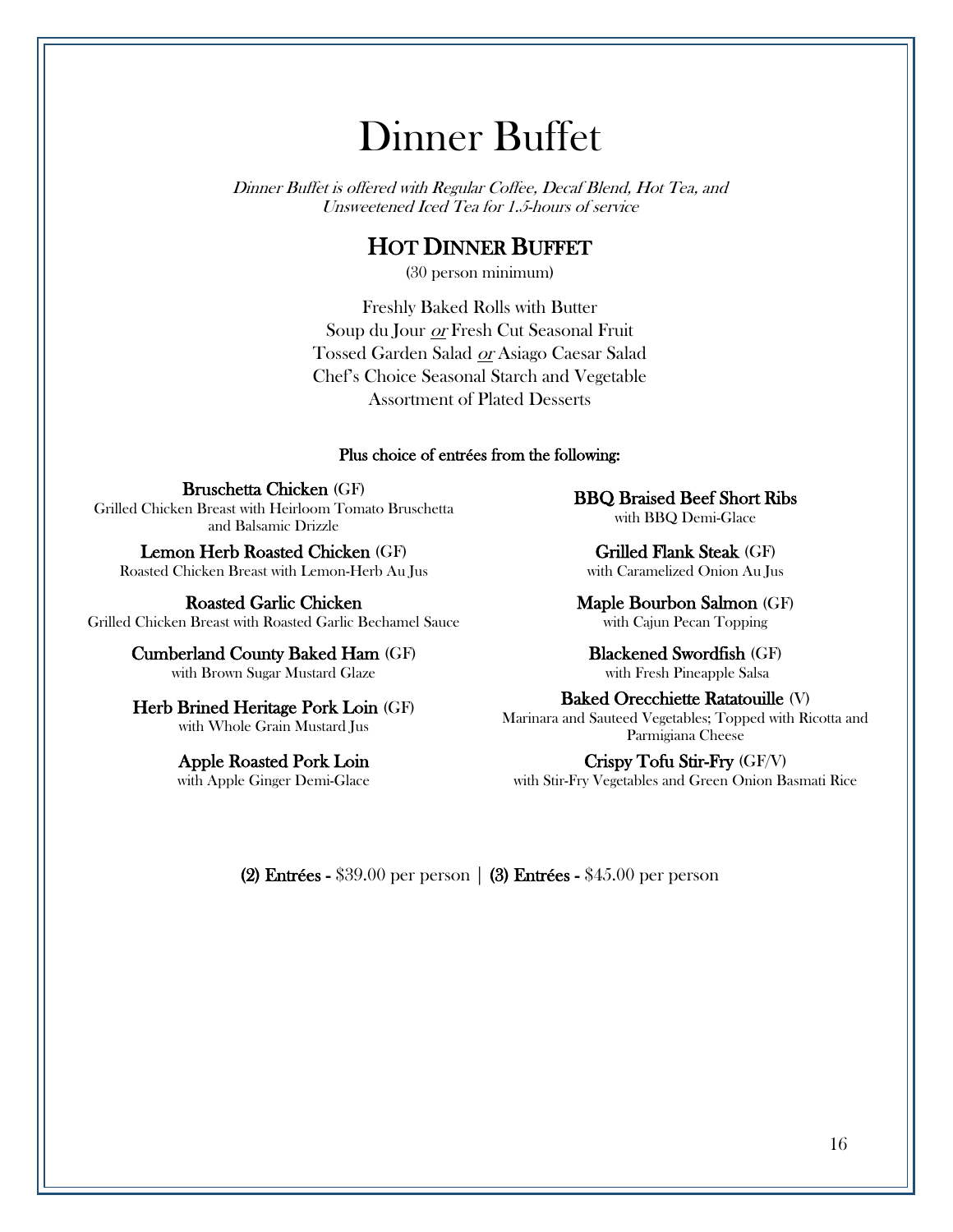# Dinner Buffet

*Dinner Buffet is offered with Regular Coffee, Decaf Blend, Hot Tea, and Unsweetened Iced Tea for 1.5-hours of service*

## HOT DINNER BUFFET

(30 person minimum)

Freshly Baked Rolls with Butter
Soup du Jour *or* Fresh Cut Seasonal Fruit
Tossed Garden Salad *or* Asiago Caesar Salad
Chef's Choice Seasonal Starch and Vegetable
Assortment of Plated Desserts

**Plus choice of entrées from the following:**

**Bruschetta Chicken** (GF)
Grilled Chicken Breast with Heirloom Tomato Bruschetta and Balsamic Drizzle

**Lemon Herb Roasted Chicken** (GF)
Roasted Chicken Breast with Lemon-Herb Au Jus

**Roasted Garlic Chicken**
Grilled Chicken Breast with Roasted Garlic Bechamel Sauce

**Cumberland County Baked Ham** (GF)
with Brown Sugar Mustard Glaze

**Herb Brined Heritage Pork Loin** (GF)
with Whole Grain Mustard Jus

**Apple Roasted Pork Loin**
with Apple Ginger Demi-Glace

**BBQ Braised Beef Short Ribs**
with BBQ Demi-Glace

**Grilled Flank Steak** (GF)
with Caramelized Onion Au Jus

**Maple Bourbon Salmon** (GF)
with Cajun Pecan Topping

**Blackened Swordfish** (GF)
with Fresh Pineapple Salsa

**Baked Orecchiette Ratatouille** (V)
Marinara and Sauteed Vegetables; Topped with Ricotta and Parmigiana Cheese

**Crispy Tofu Stir-Fry** (GF/V)
with Stir-Fry Vegetables and Green Onion Basmati Rice

**(2) Entrées -** $39.00 per person | **(3) Entrées -** $45.00 per person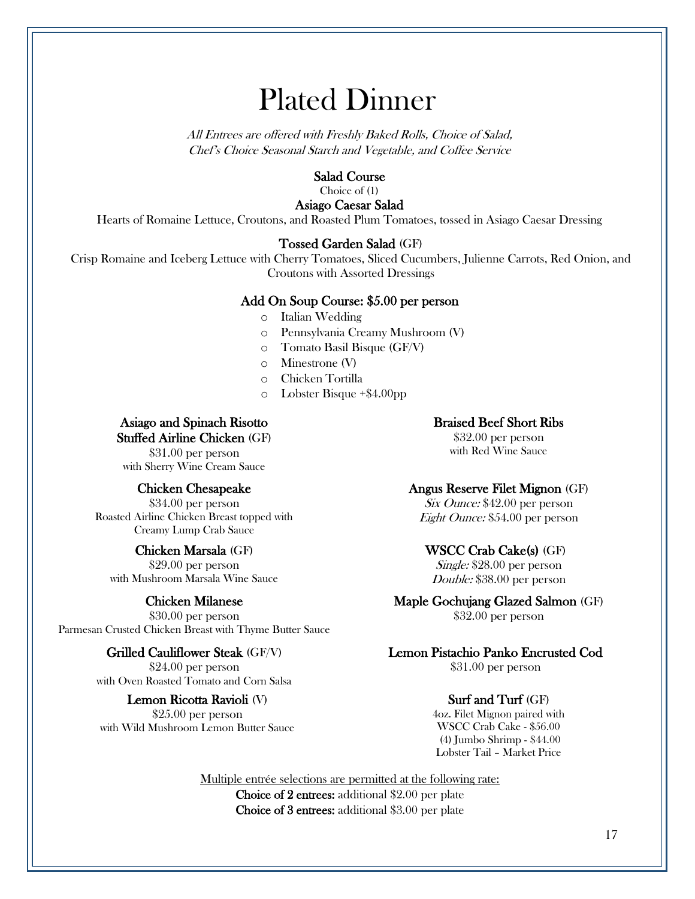# Plated Dinner

*All Entrees are offered with Freshly Baked Rolls, Choice of Salad, Chef's Choice Seasonal Starch and Vegetable, and Coffee Service*

### Salad Course

Choice of (1)

**Asiago Caesar Salad**

Hearts of Romaine Lettuce, Croutons, and Roasted Plum Tomatoes, tossed in Asiago Caesar Dressing

**Tossed Garden Salad (GF)**

Crisp Romaine and Iceberg Lettuce with Cherry Tomatoes, Sliced Cucumbers, Julienne Carrots, Red Onion, and Croutons with Assorted Dressings

### Add On Soup Course: $5.00 per person

- Italian Wedding
- Pennsylvania Creamy Mushroom (V)
- Tomato Basil Bisque (GF/V)
- Minestrone (V)
- Chicken Tortilla
- Lobster Bisque +$4.00pp

**Asiago and Spinach Risotto Stuffed Airline Chicken (GF)**
$31.00 per person
with Sherry Wine Cream Sauce

**Chicken Chesapeake**
$34.00 per person
Roasted Airline Chicken Breast topped with Creamy Lump Crab Sauce

**Chicken Marsala (GF)**
$29.00 per person
with Mushroom Marsala Wine Sauce

**Chicken Milanese**
$30.00 per person
Parmesan Crusted Chicken Breast with Thyme Butter Sauce

**Grilled Cauliflower Steak (GF/V)**
$24.00 per person
with Oven Roasted Tomato and Corn Salsa

**Lemon Ricotta Ravioli (V)**
$25.00 per person
with Wild Mushroom Lemon Butter Sauce

**Braised Beef Short Ribs**
$32.00 per person
with Red Wine Sauce

**Angus Reserve Filet Mignon (GF)**
*Six Ounce:* $42.00 per person
*Eight Ounce:* $54.00 per person

**WSCC Crab Cake(s) (GF)**
*Single:* $28.00 per person
*Double:* $38.00 per person

**Maple Gochujang Glazed Salmon (GF)**
$32.00 per person

**Lemon Pistachio Panko Encrusted Cod**
$31.00 per person

**Surf and Turf (GF)**
4oz. Filet Mignon paired with
WSCC Crab Cake - $56.00
(4) Jumbo Shrimp - $44.00
Lobster Tail – Market Price

Multiple entrée selections are permitted at the following rate:

**Choice of 2 entrees:** additional $2.00 per plate
**Choice of 3 entrees:** additional $3.00 per plate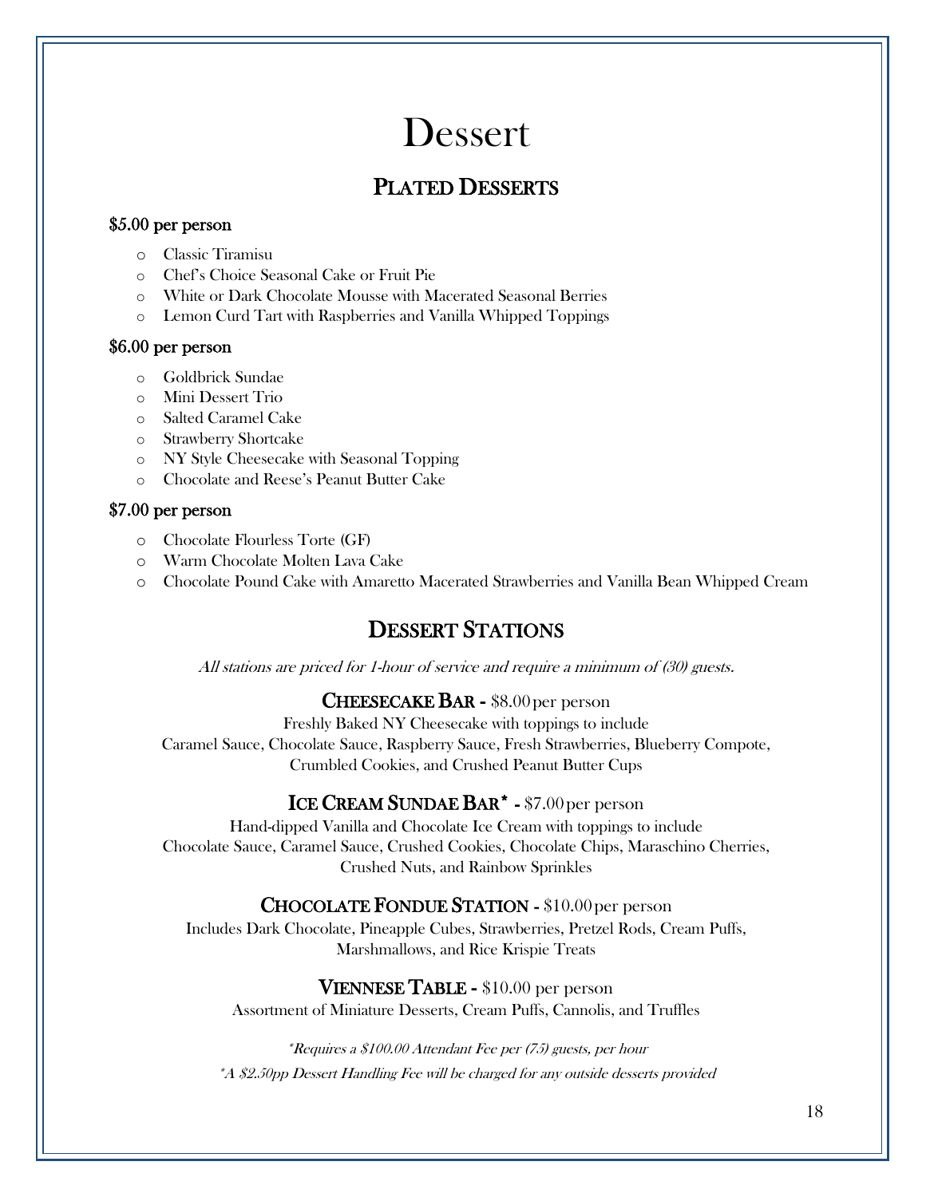# Dessert

## PLATED DESSERTS

**$5.00 per person**

- Classic Tiramisu
- Chef's Choice Seasonal Cake or Fruit Pie
- White or Dark Chocolate Mousse with Macerated Seasonal Berries
- Lemon Curd Tart with Raspberries and Vanilla Whipped Toppings

**$6.00 per person**

- Goldbrick Sundae
- Mini Dessert Trio
- Salted Caramel Cake
- Strawberry Shortcake
- NY Style Cheesecake with Seasonal Topping
- Chocolate and Reese's Peanut Butter Cake

**$7.00 per person**

- Chocolate Flourless Torte (GF)
- Warm Chocolate Molten Lava Cake
- Chocolate Pound Cake with Amaretto Macerated Strawberries and Vanilla Bean Whipped Cream

## DESSERT STATIONS

*All stations are priced for 1-hour of service and require a minimum of (30) guests.*

### CHEESECAKE BAR - $8.00 per person

Freshly Baked NY Cheesecake with toppings to include
Caramel Sauce, Chocolate Sauce, Raspberry Sauce, Fresh Strawberries, Blueberry Compote, Crumbled Cookies, and Crushed Peanut Butter Cups

### ICE CREAM SUNDAE BAR* - $7.00 per person

Hand-dipped Vanilla and Chocolate Ice Cream with toppings to include
Chocolate Sauce, Caramel Sauce, Crushed Cookies, Chocolate Chips, Maraschino Cherries, Crushed Nuts, and Rainbow Sprinkles

### CHOCOLATE FONDUE STATION - $10.00 per person

Includes Dark Chocolate, Pineapple Cubes, Strawberries, Pretzel Rods, Cream Puffs, Marshmallows, and Rice Krispie Treats

### VIENNESE TABLE - $10.00 per person

Assortment of Miniature Desserts, Cream Puffs, Cannolis, and Truffles

*\*Requires a $100.00 Attendant Fee per (75) guests, per hour*

*\*A $2.50pp Dessert Handling Fee will be charged for any outside desserts provided*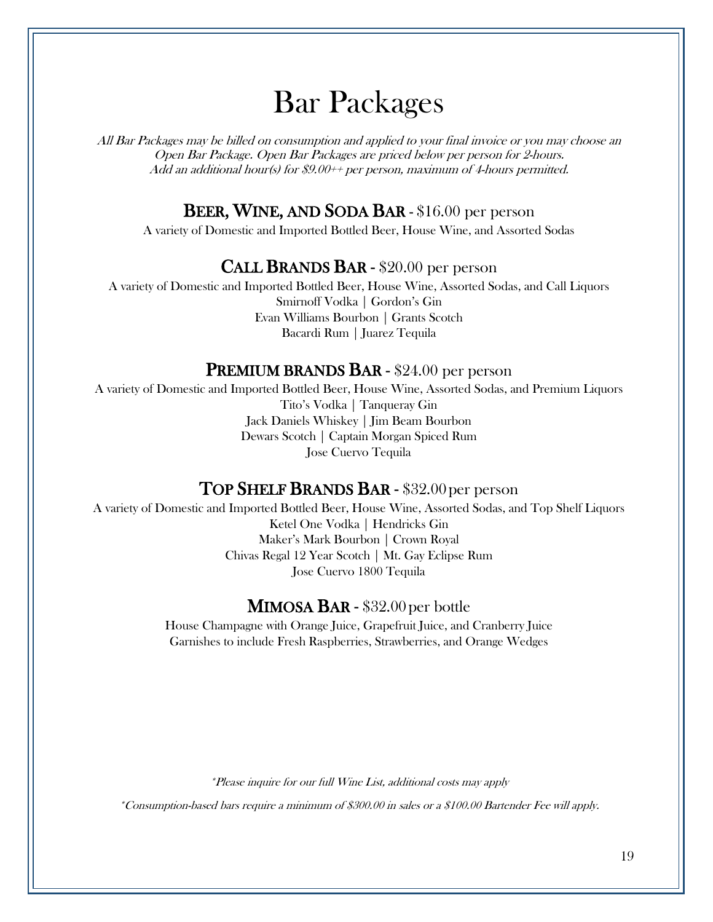# Bar Packages

*All Bar Packages may be billed on consumption and applied to your final invoice or you may choose an Open Bar Package. Open Bar Packages are priced below per person for 2-hours. Add an additional hour(s) for $9.00++ per person, maximum of 4-hours permitted.*

## BEER, WINE, AND SODA BAR - $16.00 per person

A variety of Domestic and Imported Bottled Beer, House Wine, and Assorted Sodas

## CALL BRANDS BAR - $20.00 per person

A variety of Domestic and Imported Bottled Beer, House Wine, Assorted Sodas, and Call Liquors

Smirnoff Vodka | Gordon's Gin
Evan Williams Bourbon | Grants Scotch
Bacardi Rum | Juarez Tequila

## PREMIUM BRANDS BAR - $24.00 per person

A variety of Domestic and Imported Bottled Beer, House Wine, Assorted Sodas, and Premium Liquors

Tito's Vodka | Tanqueray Gin
Jack Daniels Whiskey | Jim Beam Bourbon
Dewars Scotch | Captain Morgan Spiced Rum
Jose Cuervo Tequila

## TOP SHELF BRANDS BAR - $32.00 per person

A variety of Domestic and Imported Bottled Beer, House Wine, Assorted Sodas, and Top Shelf Liquors

Ketel One Vodka | Hendricks Gin
Maker's Mark Bourbon | Crown Royal
Chivas Regal 12 Year Scotch | Mt. Gay Eclipse Rum
Jose Cuervo 1800 Tequila

## MIMOSA BAR - $32.00 per bottle

House Champagne with Orange Juice, Grapefruit Juice, and Cranberry Juice
Garnishes to include Fresh Raspberries, Strawberries, and Orange Wedges

*\*Please inquire for our full Wine List, additional costs may apply*

*\*Consumption-based bars require a minimum of $300.00 in sales or a $100.00 Bartender Fee will apply.*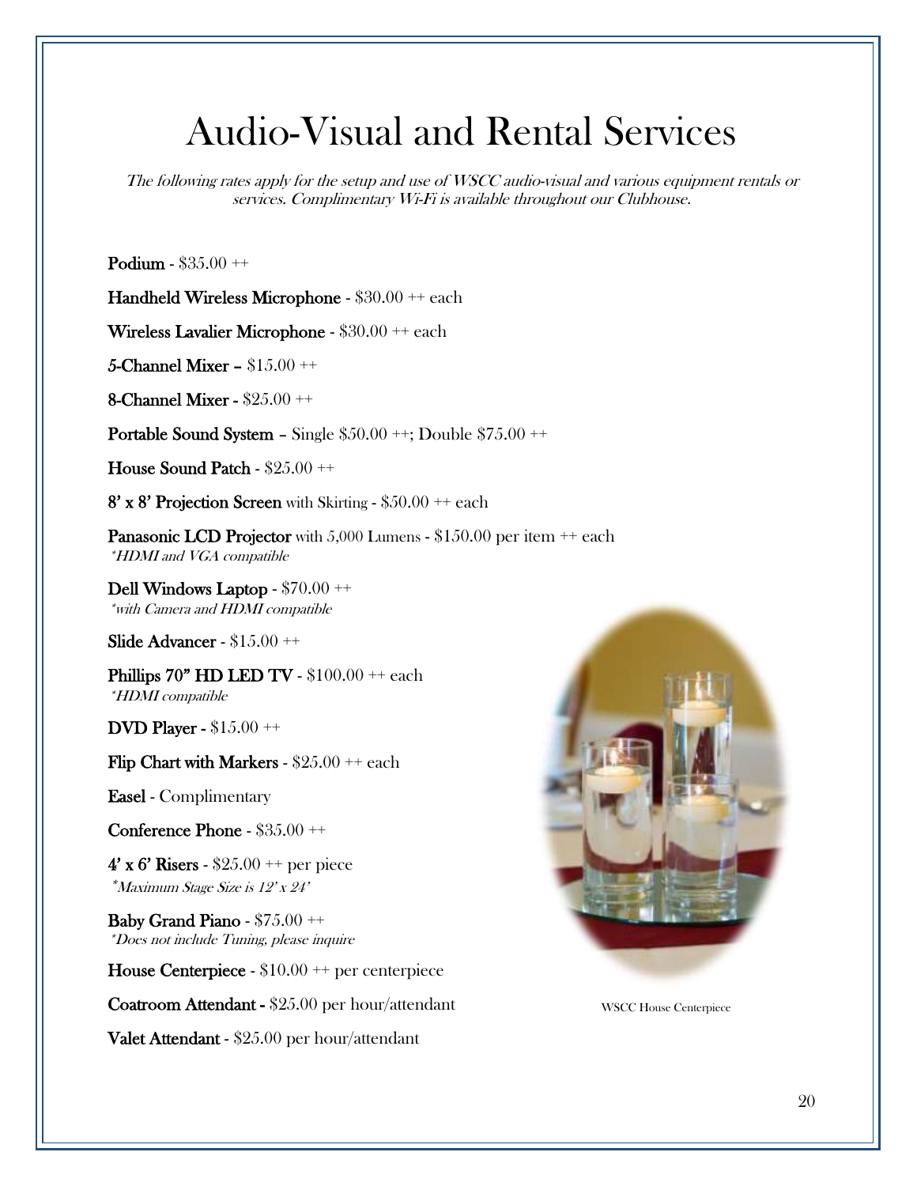# Audio-Visual and Rental Services

*The following rates apply for the setup and use of WSCC audio-visual and various equipment rentals or services. Complimentary Wi-Fi is available throughout our Clubhouse.*

**Podium** - $35.00 ++

**Handheld Wireless Microphone** - $30.00 ++ each

**Wireless Lavalier Microphone** - $30.00 ++ each

**5-Channel Mixer –** $15.00 ++

**8-Channel Mixer -** $25.00 ++

**Portable Sound System** – Single $50.00 ++; Double $75.00 ++

**House Sound Patch** - $25.00 ++

**8' x 8' Projection Screen** with Skirting - $50.00 ++ each

**Panasonic LCD Projector** with 5,000 Lumens - $150.00 per item ++ each
*\*HDMI and VGA compatible*

**Dell Windows Laptop** - $70.00 ++
*\*with Camera and HDMI compatible*

**Slide Advancer** - $15.00 ++

**Phillips 70" HD LED TV** - $100.00 ++ each
*\*HDMI compatible*

**DVD Player -** $15.00 ++

**Flip Chart with Markers** - $25.00 ++ each

**Easel** - Complimentary

**Conference Phone** - $35.00 ++

**4' x 6' Risers** - $25.00 ++ per piece
*\*Maximum Stage Size is 12' x 24'*

**Baby Grand Piano** - $75.00 ++
*\*Does not include Tuning, please inquire*

**House Centerpiece** - $10.00 ++ per centerpiece

**Coatroom Attendant -** $25.00 per hour/attendant

**Valet Attendant** - $25.00 per hour/attendant

WSCC House Centerpiece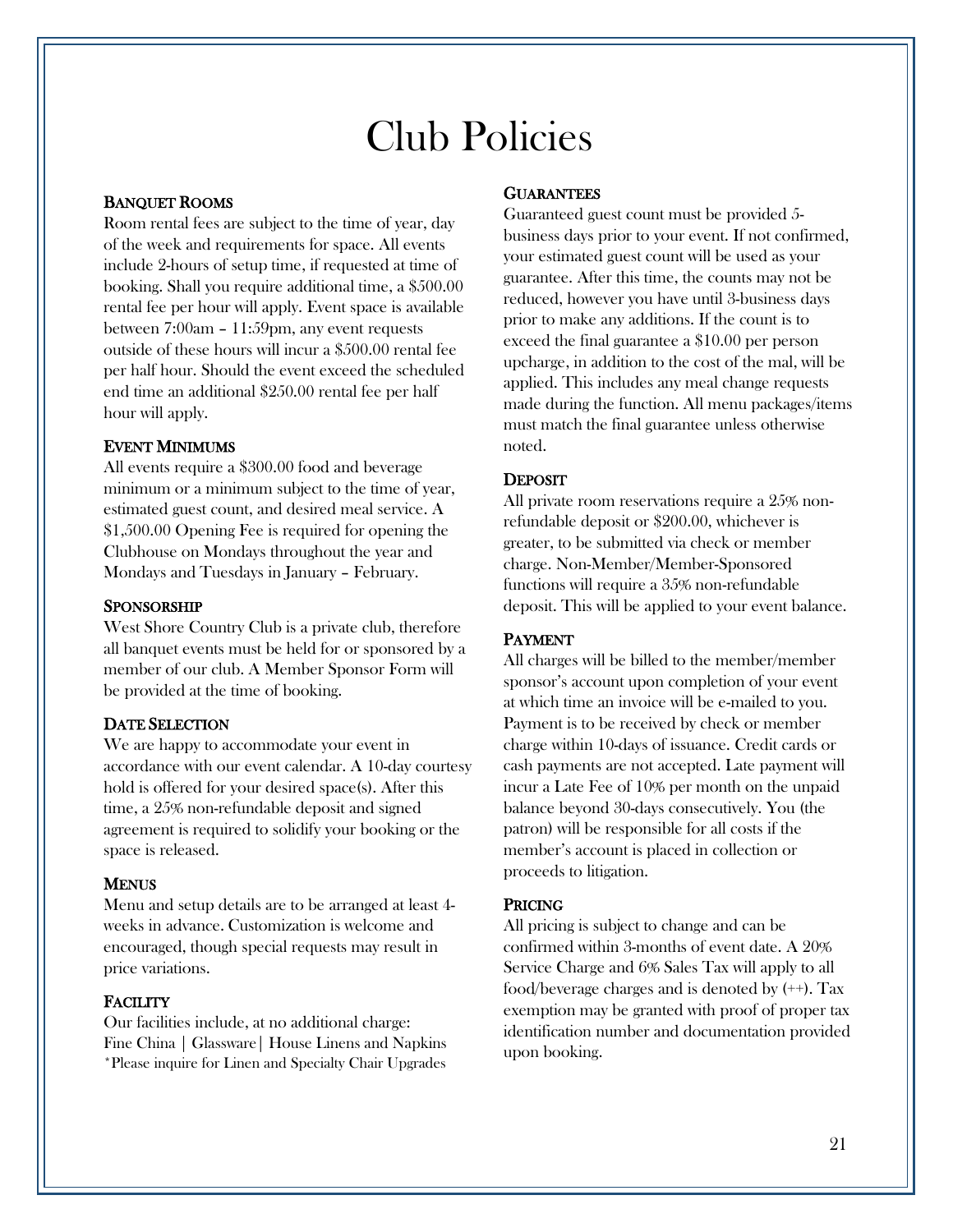# Club Policies

### Banquet Rooms

Room rental fees are subject to the time of year, day of the week and requirements for space. All events include 2-hours of setup time, if requested at time of booking. Shall you require additional time, a $500.00 rental fee per hour will apply. Event space is available between 7:00am – 11:59pm, any event requests outside of these hours will incur a $500.00 rental fee per half hour. Should the event exceed the scheduled end time an additional $250.00 rental fee per half hour will apply.

### Event Minimums

All events require a $300.00 food and beverage minimum or a minimum subject to the time of year, estimated guest count, and desired meal service. A $1,500.00 Opening Fee is required for opening the Clubhouse on Mondays throughout the year and Mondays and Tuesdays in January – February.

### Sponsorship

West Shore Country Club is a private club, therefore all banquet events must be held for or sponsored by a member of our club. A Member Sponsor Form will be provided at the time of booking.

### Date Selection

We are happy to accommodate your event in accordance with our event calendar. A 10-day courtesy hold is offered for your desired space(s). After this time, a 25% non-refundable deposit and signed agreement is required to solidify your booking or the space is released.

### Menus

Menu and setup details are to be arranged at least 4-weeks in advance. Customization is welcome and encouraged, though special requests may result in price variations.

### Facility

Our facilities include, at no additional charge:
Fine China | Glassware| House Linens and Napkins
*Please inquire for Linen and Specialty Chair Upgrades

### Guarantees

Guaranteed guest count must be provided 5-business days prior to your event. If not confirmed, your estimated guest count will be used as your guarantee. After this time, the counts may not be reduced, however you have until 3-business days prior to make any additions. If the count is to exceed the final guarantee a $10.00 per person upcharge, in addition to the cost of the mal, will be applied. This includes any meal change requests made during the function. All menu packages/items must match the final guarantee unless otherwise noted.

### Deposit

All private room reservations require a 25% non-refundable deposit or $200.00, whichever is greater, to be submitted via check or member charge. Non-Member/Member-Sponsored functions will require a 35% non-refundable deposit. This will be applied to your event balance.

### Payment

All charges will be billed to the member/member sponsor's account upon completion of your event at which time an invoice will be e-mailed to you. Payment is to be received by check or member charge within 10-days of issuance. Credit cards or cash payments are not accepted. Late payment will incur a Late Fee of 10% per month on the unpaid balance beyond 30-days consecutively. You (the patron) will be responsible for all costs if the member's account is placed in collection or proceeds to litigation.

### Pricing

All pricing is subject to change and can be confirmed within 3-months of event date. A 20% Service Charge and 6% Sales Tax will apply to all food/beverage charges and is denoted by (++). Tax exemption may be granted with proof of proper tax identification number and documentation provided upon booking.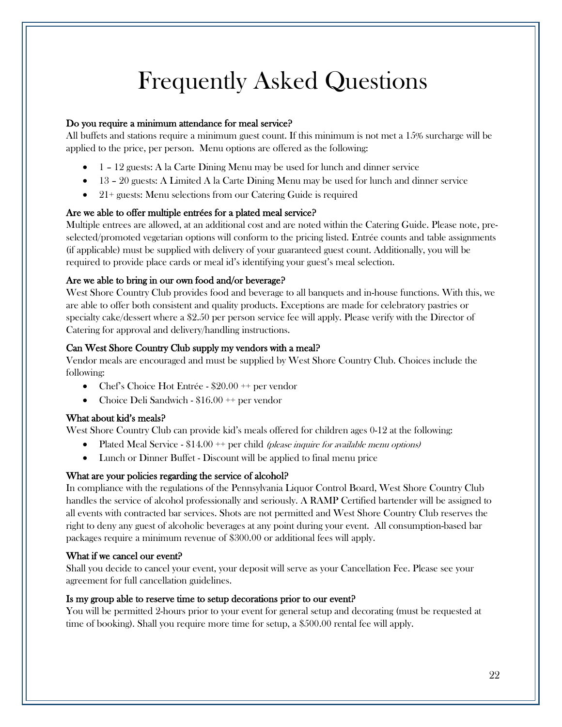# Frequently Asked Questions

**Do you require a minimum attendance for meal service?**

All buffets and stations require a minimum guest count. If this minimum is not met a 15% surcharge will be applied to the price, per person. Menu options are offered as the following:

- 1 – 12 guests: A la Carte Dining Menu may be used for lunch and dinner service
- 13 – 20 guests: A Limited A la Carte Dining Menu may be used for lunch and dinner service
- 21+ guests: Menu selections from our Catering Guide is required

**Are we able to offer multiple entrées for a plated meal service?**

Multiple entrees are allowed, at an additional cost and are noted within the Catering Guide. Please note, pre-selected/promoted vegetarian options will conform to the pricing listed. Entrée counts and table assignments (if applicable) must be supplied with delivery of your guaranteed guest count. Additionally, you will be required to provide place cards or meal id's identifying your guest's meal selection.

**Are we able to bring in our own food and/or beverage?**

West Shore Country Club provides food and beverage to all banquets and in-house functions. With this, we are able to offer both consistent and quality products. Exceptions are made for celebratory pastries or specialty cake/dessert where a $2.50 per person service fee will apply. Please verify with the Director of Catering for approval and delivery/handling instructions.

**Can West Shore Country Club supply my vendors with a meal?**

Vendor meals are encouraged and must be supplied by West Shore Country Club. Choices include the following:

- Chef's Choice Hot Entrée - $20.00 ++ per vendor
- Choice Deli Sandwich - $16.00 ++ per vendor

**What about kid's meals?**

West Shore Country Club can provide kid's meals offered for children ages 0-12 at the following:

- Plated Meal Service - $14.00 ++ per child *(please inquire for available menu options)*
- Lunch or Dinner Buffet - Discount will be applied to final menu price

**What are your policies regarding the service of alcohol?**

In compliance with the regulations of the Pennsylvania Liquor Control Board, West Shore Country Club handles the service of alcohol professionally and seriously. A RAMP Certified bartender will be assigned to all events with contracted bar services. Shots are not permitted and West Shore Country Club reserves the right to deny any guest of alcoholic beverages at any point during your event. All consumption-based bar packages require a minimum revenue of $300.00 or additional fees will apply.

**What if we cancel our event?**

Shall you decide to cancel your event, your deposit will serve as your Cancellation Fee. Please see your agreement for full cancellation guidelines.

**Is my group able to reserve time to setup decorations prior to our event?**

You will be permitted 2-hours prior to your event for general setup and decorating (must be requested at time of booking). Shall you require more time for setup, a $500.00 rental fee will apply.